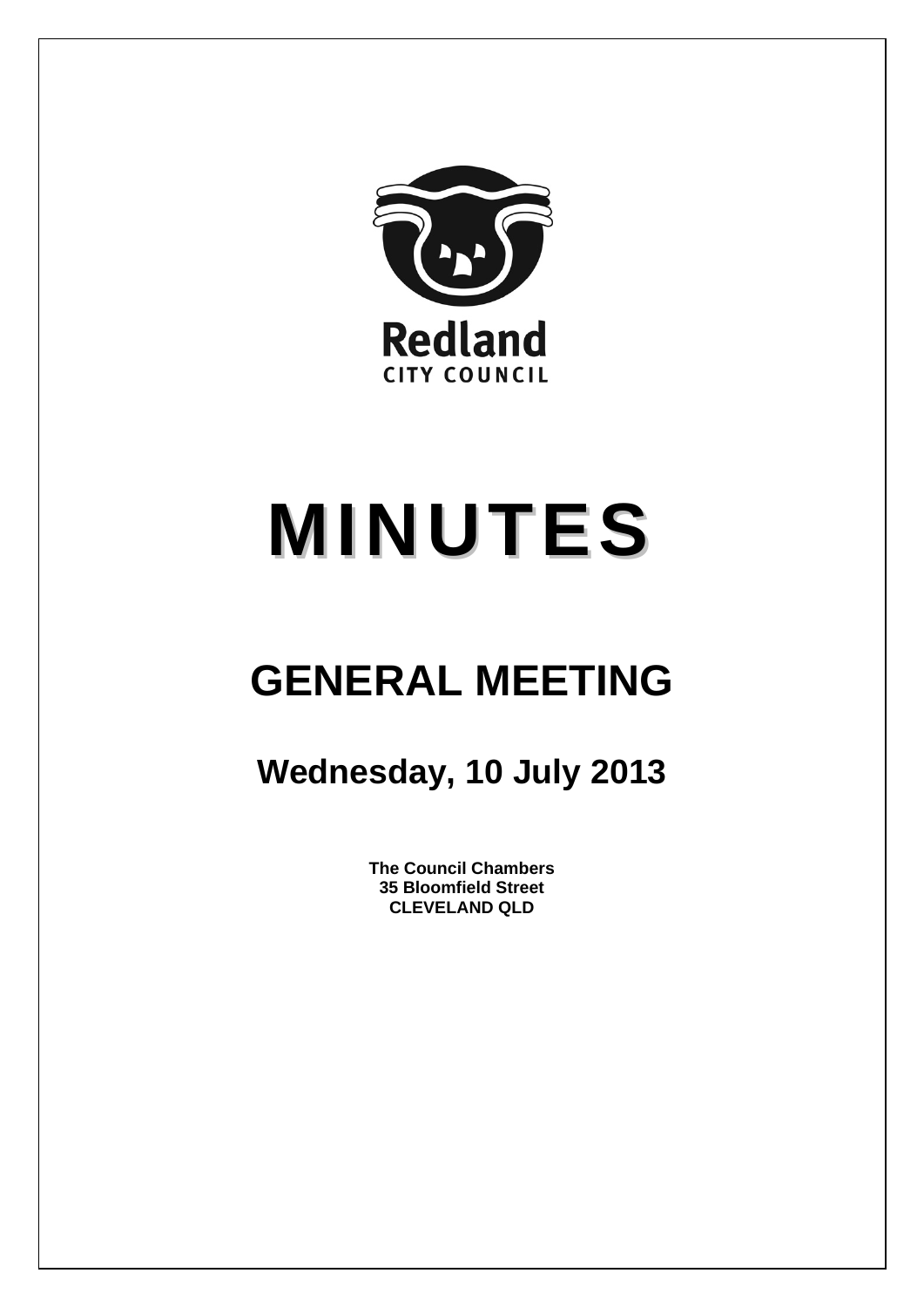Redland

CITY COUNCIL

# MINUTES

# GENERAL MEETING

## Wednesday, 10 July 2013

**The Council Chambers**
**35 Bloomfield Street**
**CLEVELAND QLD**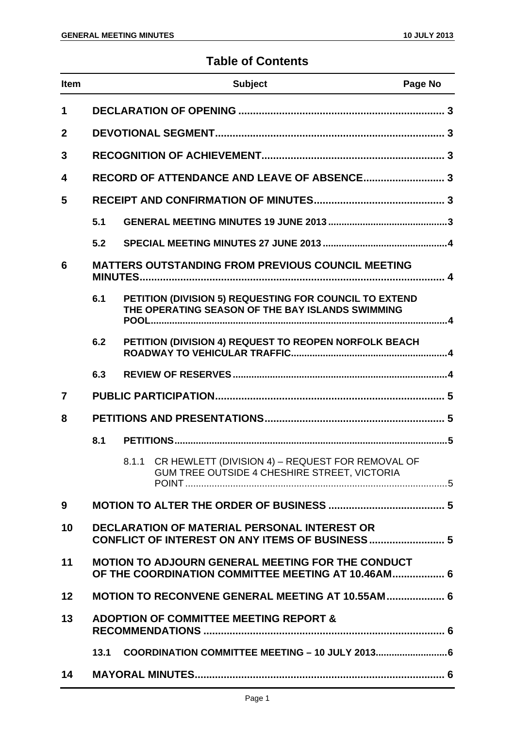## Table of Contents

| Item | | Subject | Page No |
|---|---|---|---|
| **1** | | **DECLARATION OF OPENING** | **3** |
| **2** | | **DEVOTIONAL SEGMENT** | **3** |
| **3** | | **RECOGNITION OF ACHIEVEMENT** | **3** |
| **4** | | **RECORD OF ATTENDANCE AND LEAVE OF ABSENCE** | **3** |
| **5** | | **RECEIPT AND CONFIRMATION OF MINUTES** | **3** |
| | **5.1** | **GENERAL MEETING MINUTES 19 JUNE 2013** | **3** |
| | **5.2** | **SPECIAL MEETING MINUTES 27 JUNE 2013** | **4** |
| **6** | | **MATTERS OUTSTANDING FROM PREVIOUS COUNCIL MEETING MINUTES** | **4** |
| | **6.1** | **PETITION (DIVISION 5) REQUESTING FOR COUNCIL TO EXTEND THE OPERATING SEASON OF THE BAY ISLANDS SWIMMING POOL** | **4** |
| | **6.2** | **PETITION (DIVISION 4) REQUEST TO REOPEN NORFOLK BEACH ROADWAY TO VEHICULAR TRAFFIC** | **4** |
| | **6.3** | **REVIEW OF RESERVES** | **4** |
| **7** | | **PUBLIC PARTICIPATION** | **5** |
| **8** | | **PETITIONS AND PRESENTATIONS** | **5** |
| | **8.1** | **PETITIONS** | **5** |
| | | 8.1.1 CR HEWLETT (DIVISION 4) – REQUEST FOR REMOVAL OF GUM TREE OUTSIDE 4 CHESHIRE STREET, VICTORIA POINT | 5 |
| **9** | | **MOTION TO ALTER THE ORDER OF BUSINESS** | **5** |
| **10** | | **DECLARATION OF MATERIAL PERSONAL INTEREST OR CONFLICT OF INTEREST ON ANY ITEMS OF BUSINESS** | **5** |
| **11** | | **MOTION TO ADJOURN GENERAL MEETING FOR THE CONDUCT OF THE COORDINATION COMMITTEE MEETING AT 10.46AM** | **6** |
| **12** | | **MOTION TO RECONVENE GENERAL MEETING AT 10.55AM** | **6** |
| **13** | | **ADOPTION OF COMMITTEE MEETING REPORT & RECOMMENDATIONS** | **6** |
| | **13.1** | **COORDINATION COMMITTEE MEETING – 10 JULY 2013** | **6** |
| **14** | | **MAYORAL MINUTES** | **6** |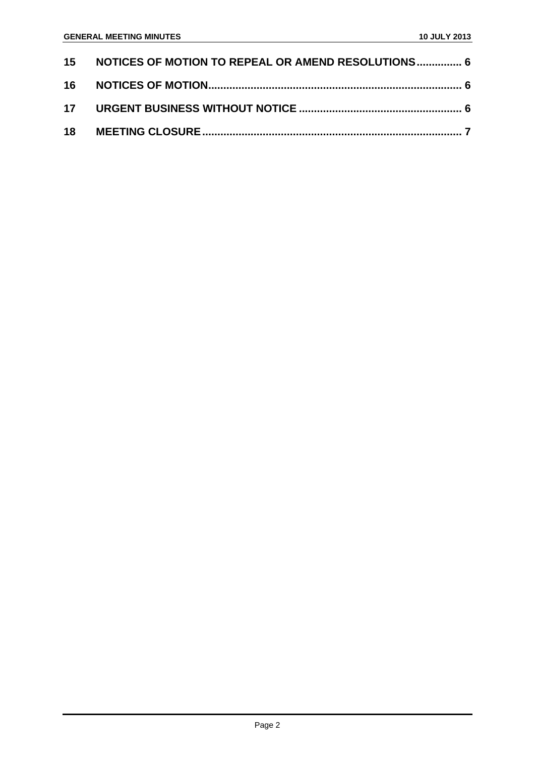**15 NOTICES OF MOTION TO REPEAL OR AMEND RESOLUTIONS............... 6**

**16 NOTICES OF MOTION.................................................................................. 6**

**17 URGENT BUSINESS WITHOUT NOTICE ..................................................... 6**

**18 MEETING CLOSURE ..................................................................................... 7**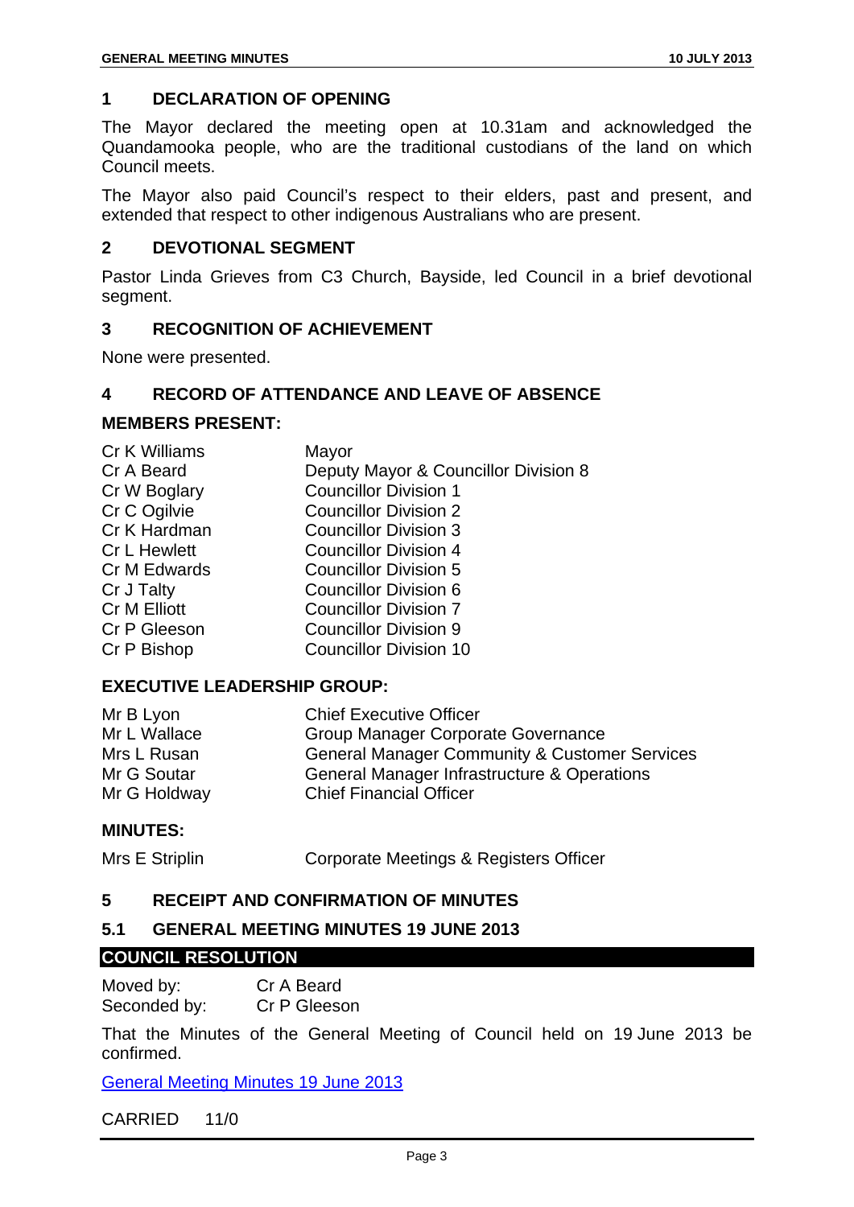## 1 DECLARATION OF OPENING

The Mayor declared the meeting open at 10.31am and acknowledged the Quandamooka people, who are the traditional custodians of the land on which Council meets.

The Mayor also paid Council's respect to their elders, past and present, and extended that respect to other indigenous Australians who are present.

## 2 DEVOTIONAL SEGMENT

Pastor Linda Grieves from C3 Church, Bayside, led Council in a brief devotional segment.

## 3 RECOGNITION OF ACHIEVEMENT

None were presented.

## 4 RECORD OF ATTENDANCE AND LEAVE OF ABSENCE

### MEMBERS PRESENT:

| | |
|---|---|
| Cr K Williams | Mayor |
| Cr A Beard | Deputy Mayor & Councillor Division 8 |
| Cr W Boglary | Councillor Division 1 |
| Cr C Ogilvie | Councillor Division 2 |
| Cr K Hardman | Councillor Division 3 |
| Cr L Hewlett | Councillor Division 4 |
| Cr M Edwards | Councillor Division 5 |
| Cr J Talty | Councillor Division 6 |
| Cr M Elliott | Councillor Division 7 |
| Cr P Gleeson | Councillor Division 9 |
| Cr P Bishop | Councillor Division 10 |

### EXECUTIVE LEADERSHIP GROUP:

| | |
|---|---|
| Mr B Lyon | Chief Executive Officer |
| Mr L Wallace | Group Manager Corporate Governance |
| Mrs L Rusan | General Manager Community & Customer Services |
| Mr G Soutar | General Manager Infrastructure & Operations |
| Mr G Holdway | Chief Financial Officer |

### MINUTES:

| | |
|---|---|
| Mrs E Striplin | Corporate Meetings & Registers Officer |

## 5 RECEIPT AND CONFIRMATION OF MINUTES

### 5.1 GENERAL MEETING MINUTES 19 JUNE 2013

**COUNCIL RESOLUTION**

Moved by: Cr A Beard
Seconded by: Cr P Gleeson

That the Minutes of the General Meeting of Council held on 19 June 2013 be confirmed.

General Meeting Minutes 19 June 2013

CARRIED 11/0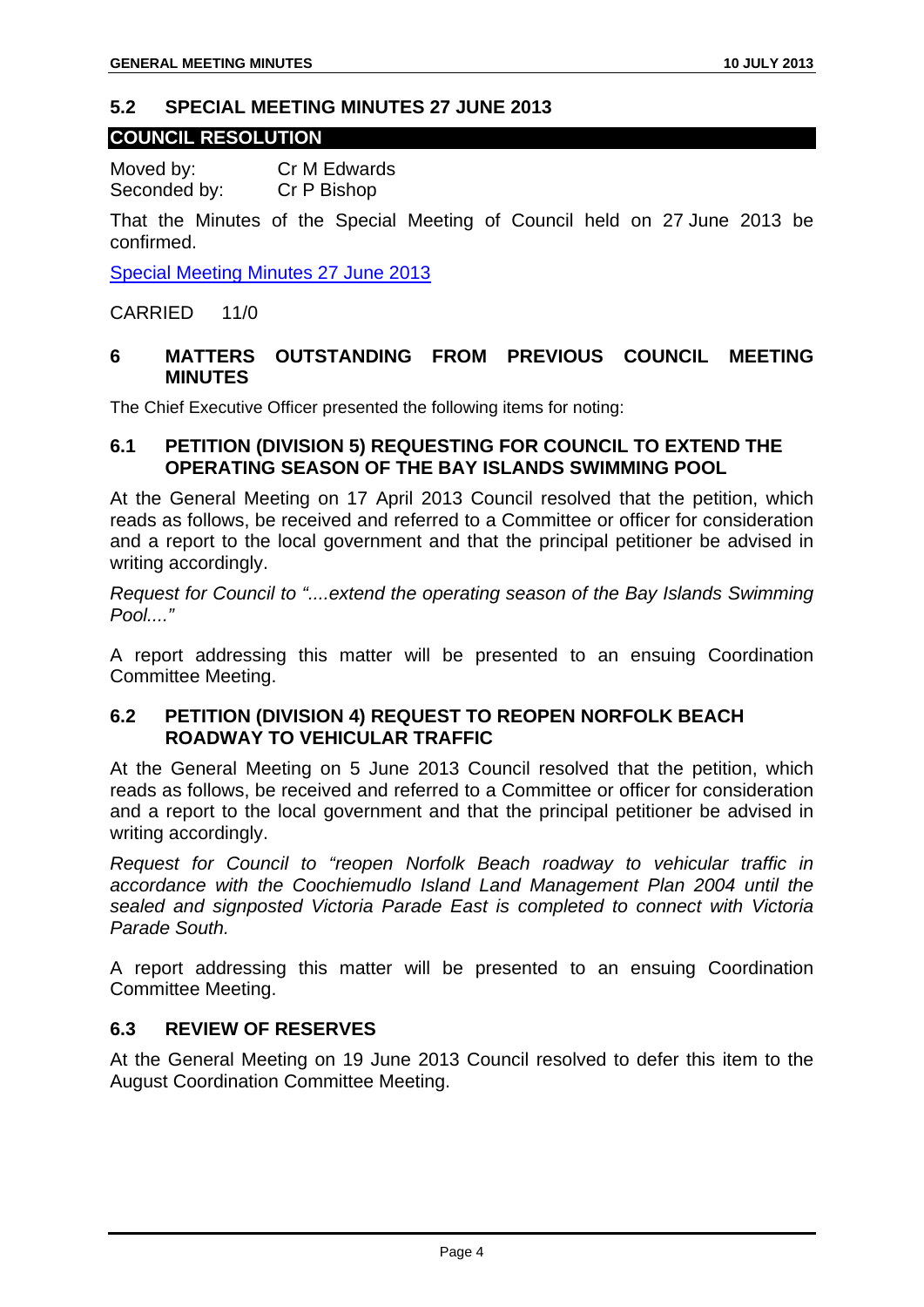## 5.2 SPECIAL MEETING MINUTES 27 JUNE 2013

**COUNCIL RESOLUTION**

Moved by: Cr M Edwards
Seconded by: Cr P Bishop

That the Minutes of the Special Meeting of Council held on 27 June 2013 be confirmed.

Special Meeting Minutes 27 June 2013

CARRIED 11/0

## 6 MATTERS OUTSTANDING FROM PREVIOUS COUNCIL MEETING MINUTES

The Chief Executive Officer presented the following items for noting:

### 6.1 PETITION (DIVISION 5) REQUESTING FOR COUNCIL TO EXTEND THE OPERATING SEASON OF THE BAY ISLANDS SWIMMING POOL

At the General Meeting on 17 April 2013 Council resolved that the petition, which reads as follows, be received and referred to a Committee or officer for consideration and a report to the local government and that the principal petitioner be advised in writing accordingly.

*Request for Council to "....extend the operating season of the Bay Islands Swimming Pool...."*

A report addressing this matter will be presented to an ensuing Coordination Committee Meeting.

### 6.2 PETITION (DIVISION 4) REQUEST TO REOPEN NORFOLK BEACH ROADWAY TO VEHICULAR TRAFFIC

At the General Meeting on 5 June 2013 Council resolved that the petition, which reads as follows, be received and referred to a Committee or officer for consideration and a report to the local government and that the principal petitioner be advised in writing accordingly.

*Request for Council to "reopen Norfolk Beach roadway to vehicular traffic in accordance with the Coochiemudlo Island Land Management Plan 2004 until the sealed and signposted Victoria Parade East is completed to connect with Victoria Parade South.*

A report addressing this matter will be presented to an ensuing Coordination Committee Meeting.

### 6.3 REVIEW OF RESERVES

At the General Meeting on 19 June 2013 Council resolved to defer this item to the August Coordination Committee Meeting.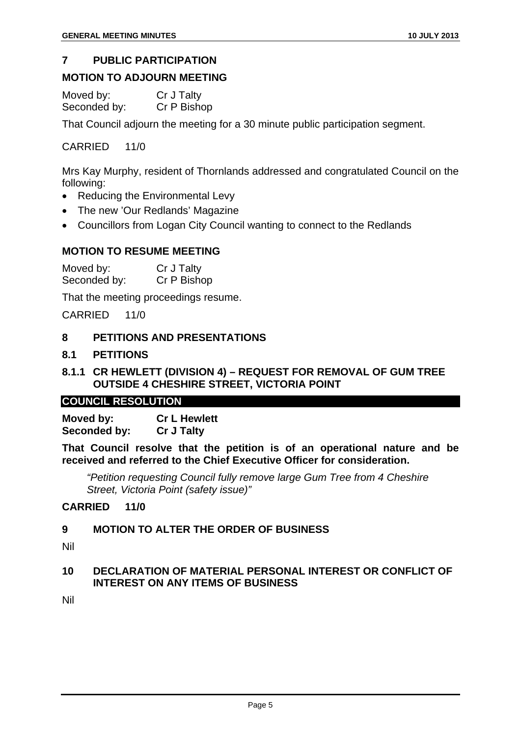## 7 PUBLIC PARTICIPATION

### MOTION TO ADJOURN MEETING

Moved by: Cr J Talty
Seconded by: Cr P Bishop

That Council adjourn the meeting for a 30 minute public participation segment.

CARRIED 11/0

Mrs Kay Murphy, resident of Thornlands addressed and congratulated Council on the following:

- Reducing the Environmental Levy
- The new 'Our Redlands' Magazine
- Councillors from Logan City Council wanting to connect to the Redlands

### MOTION TO RESUME MEETING

Moved by: Cr J Talty
Seconded by: Cr P Bishop

That the meeting proceedings resume.

CARRIED 11/0

## 8 PETITIONS AND PRESENTATIONS

### 8.1 PETITIONS

### 8.1.1 CR HEWLETT (DIVISION 4) – REQUEST FOR REMOVAL OF GUM TREE OUTSIDE 4 CHESHIRE STREET, VICTORIA POINT

**COUNCIL RESOLUTION**

**Moved by: Cr L Hewlett**
**Seconded by: Cr J Talty**

**That Council resolve that the petition is of an operational nature and be received and referred to the Chief Executive Officer for consideration.**

> *"Petition requesting Council fully remove large Gum Tree from 4 Cheshire Street, Victoria Point (safety issue)"*

**CARRIED 11/0**

## 9 MOTION TO ALTER THE ORDER OF BUSINESS

Nil

## 10 DECLARATION OF MATERIAL PERSONAL INTEREST OR CONFLICT OF INTEREST ON ANY ITEMS OF BUSINESS

Nil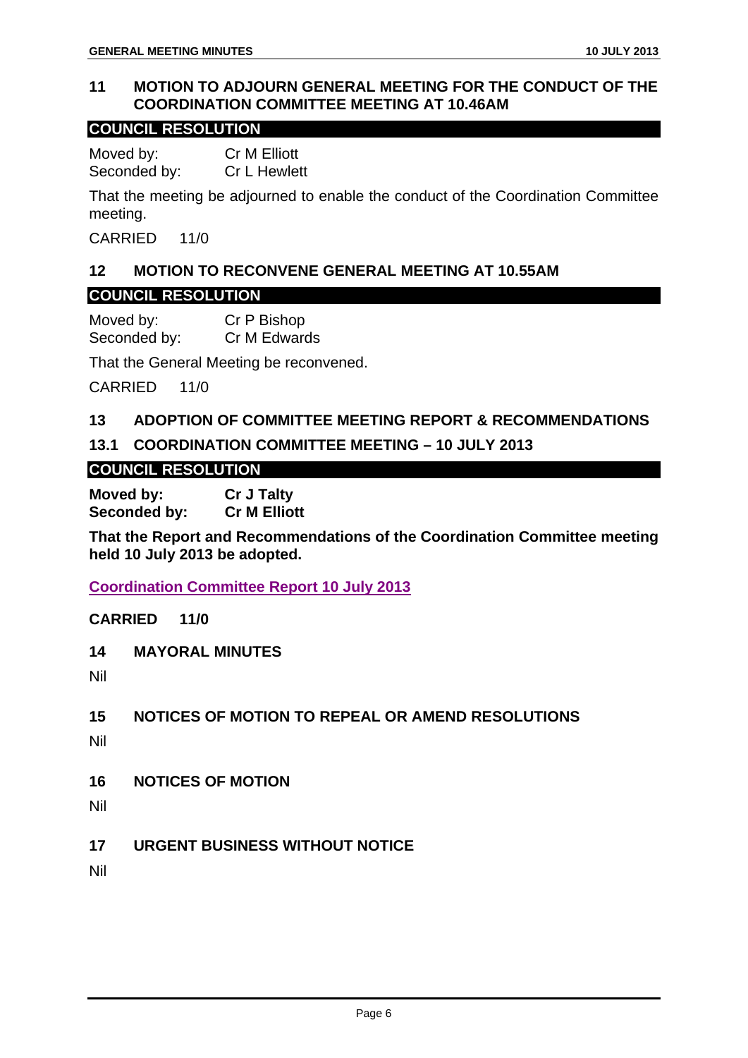## 11 MOTION TO ADJOURN GENERAL MEETING FOR THE CONDUCT OF THE COORDINATION COMMITTEE MEETING AT 10.46AM

**COUNCIL RESOLUTION**

Moved by: Cr M Elliott
Seconded by: Cr L Hewlett

That the meeting be adjourned to enable the conduct of the Coordination Committee meeting.

CARRIED 11/0

## 12 MOTION TO RECONVENE GENERAL MEETING AT 10.55AM

**COUNCIL RESOLUTION**

Moved by: Cr P Bishop
Seconded by: Cr M Edwards

That the General Meeting be reconvened.

CARRIED 11/0

## 13 ADOPTION OF COMMITTEE MEETING REPORT & RECOMMENDATIONS

### 13.1 COORDINATION COMMITTEE MEETING – 10 JULY 2013

**COUNCIL RESOLUTION**

**Moved by: Cr J Talty**
**Seconded by: Cr M Elliott**

**That the Report and Recommendations of the Coordination Committee meeting held 10 July 2013 be adopted.**

**Coordination Committee Report 10 July 2013**

**CARRIED 11/0**

## 14 MAYORAL MINUTES

Nil

## 15 NOTICES OF MOTION TO REPEAL OR AMEND RESOLUTIONS

Nil

## 16 NOTICES OF MOTION

Nil

## 17 URGENT BUSINESS WITHOUT NOTICE

Nil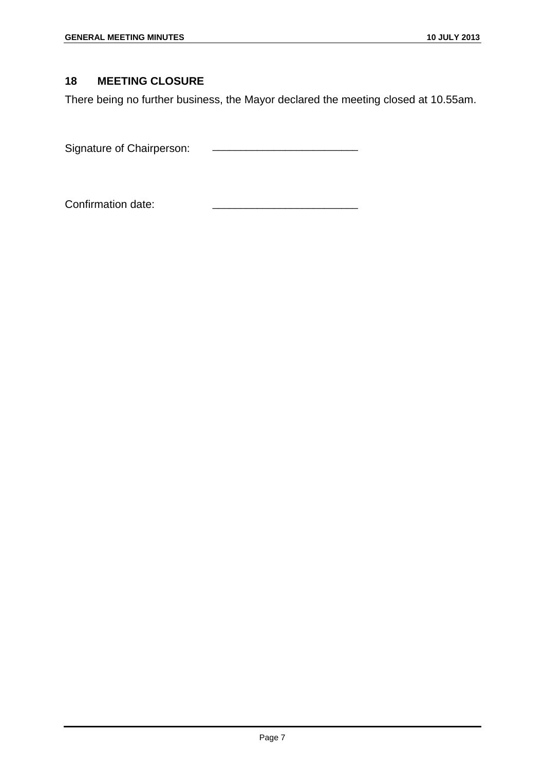## 18 MEETING CLOSURE

There being no further business, the Mayor declared the meeting closed at 10.55am.

Signature of Chairperson: ________________________

Confirmation date: ________________________